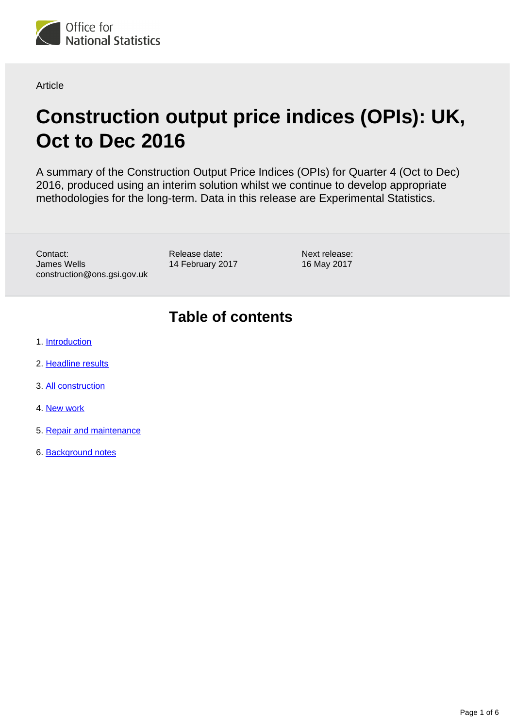Office for National Statistics

Article

# Construction output price indices (OPIs): UK, Oct to Dec 2016

A summary of the Construction Output Price Indices (OPIs) for Quarter 4 (Oct to Dec) 2016, produced using an interim solution whilst we continue to develop appropriate methodologies for the long-term. Data in this release are Experimental Statistics.

Contact:
James Wells
construction@ons.gsi.gov.uk

Release date:
14 February 2017

Next release:
16 May 2017

## Table of contents

1. Introduction
2. Headline results
3. All construction
4. New work
5. Repair and maintenance
6. Background notes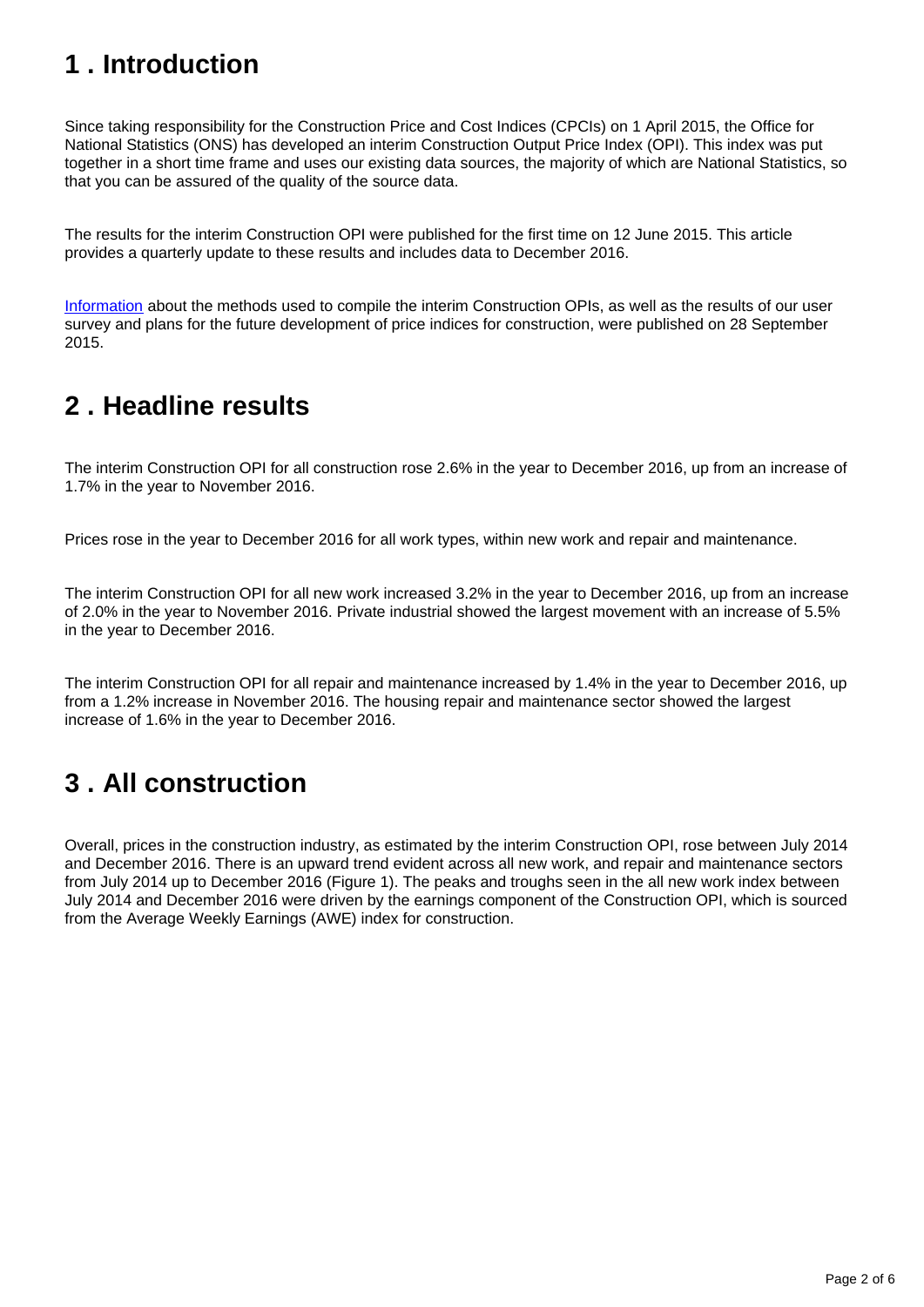## 1 . Introduction

Since taking responsibility for the Construction Price and Cost Indices (CPCIs) on 1 April 2015, the Office for National Statistics (ONS) has developed an interim Construction Output Price Index (OPI). This index was put together in a short time frame and uses our existing data sources, the majority of which are National Statistics, so that you can be assured of the quality of the source data.

The results for the interim Construction OPI were published for the first time on 12 June 2015. This article provides a quarterly update to these results and includes data to December 2016.

Information about the methods used to compile the interim Construction OPIs, as well as the results of our user survey and plans for the future development of price indices for construction, were published on 28 September 2015.

## 2 . Headline results

The interim Construction OPI for all construction rose 2.6% in the year to December 2016, up from an increase of 1.7% in the year to November 2016.

Prices rose in the year to December 2016 for all work types, within new work and repair and maintenance.

The interim Construction OPI for all new work increased 3.2% in the year to December 2016, up from an increase of 2.0% in the year to November 2016. Private industrial showed the largest movement with an increase of 5.5% in the year to December 2016.

The interim Construction OPI for all repair and maintenance increased by 1.4% in the year to December 2016, up from a 1.2% increase in November 2016. The housing repair and maintenance sector showed the largest increase of 1.6% in the year to December 2016.

## 3 . All construction

Overall, prices in the construction industry, as estimated by the interim Construction OPI, rose between July 2014 and December 2016. There is an upward trend evident across all new work, and repair and maintenance sectors from July 2014 up to December 2016 (Figure 1). The peaks and troughs seen in the all new work index between July 2014 and December 2016 were driven by the earnings component of the Construction OPI, which is sourced from the Average Weekly Earnings (AWE) index for construction.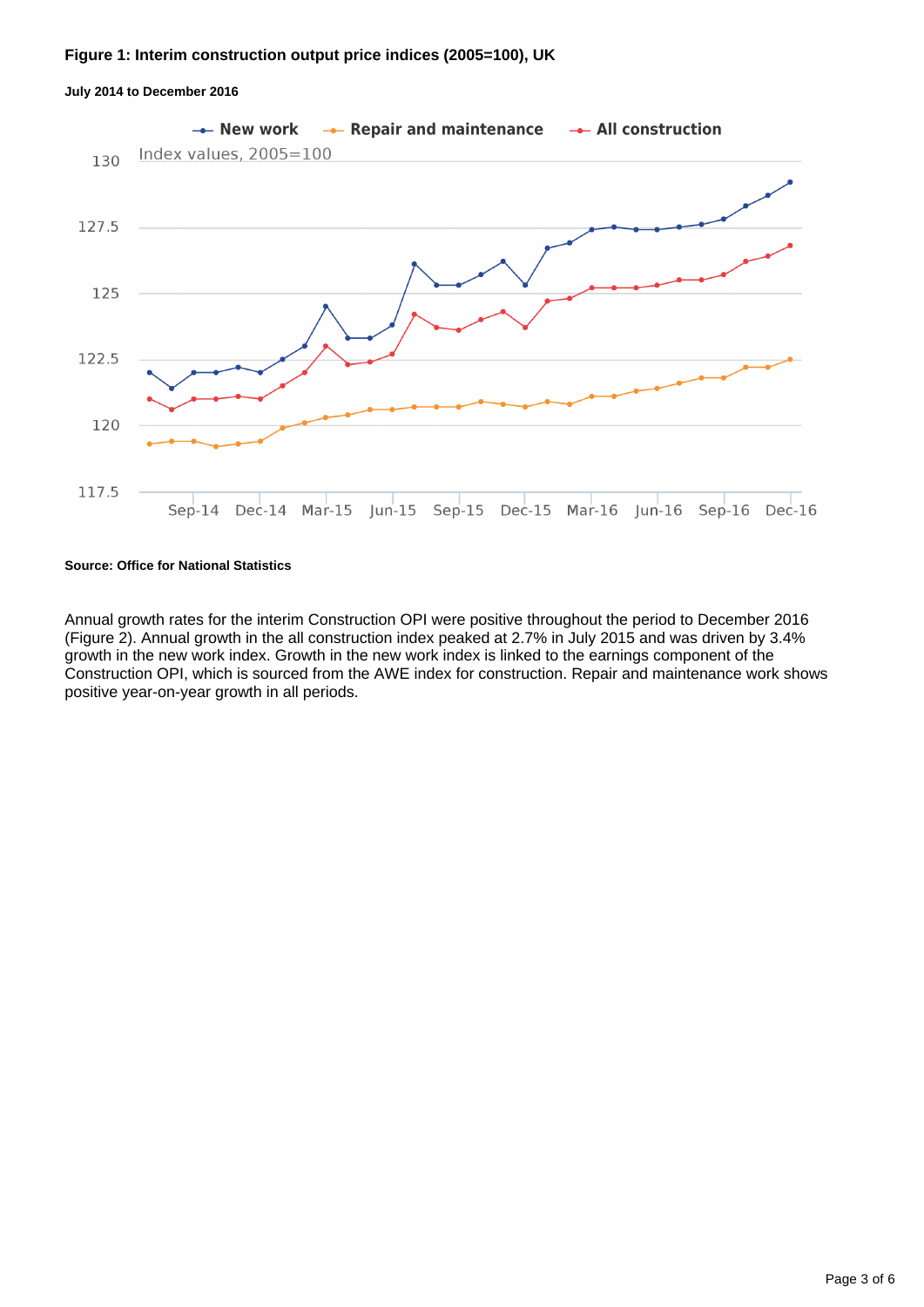**Figure 1: Interim construction output price indices (2005=100), UK**

**July 2014 to December 2016**

**Source: Office for National Statistics**

Annual growth rates for the interim Construction OPI were positive throughout the period to December 2016 (Figure 2). Annual growth in the all construction index peaked at 2.7% in July 2015 and was driven by 3.4% growth in the new work index. Growth in the new work index is linked to the earnings component of the Construction OPI, which is sourced from the AWE index for construction. Repair and maintenance work shows positive year-on-year growth in all periods.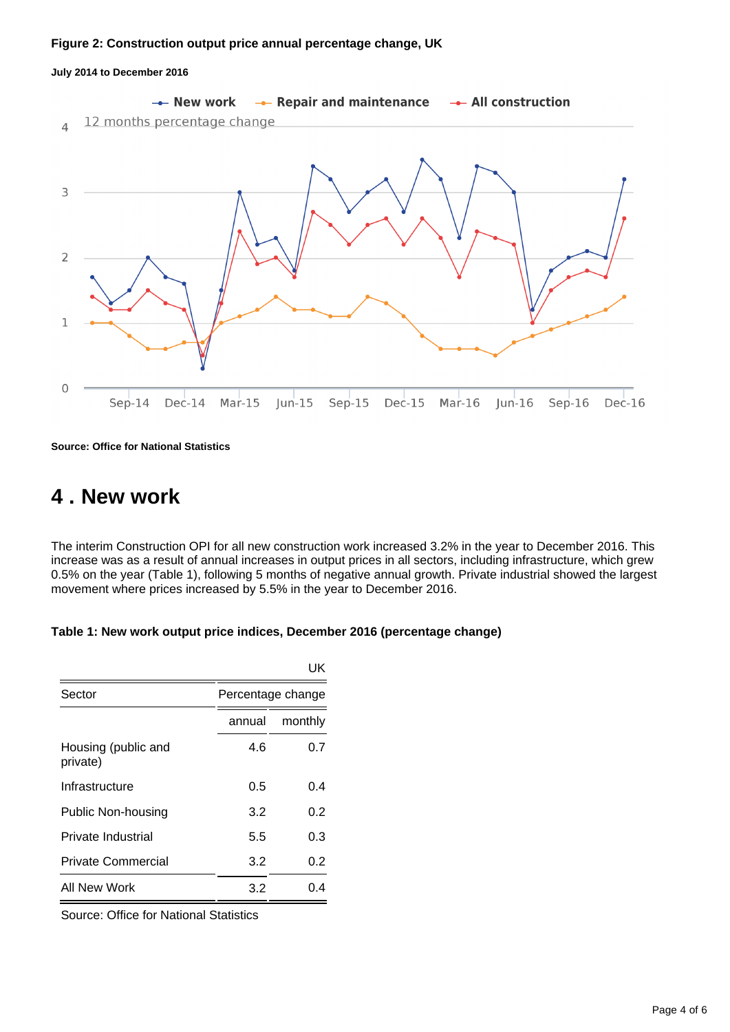**Figure 2: Construction output price annual percentage change, UK**

**July 2014 to December 2016**

**Source: Office for National Statistics**

## 4 . New work

The interim Construction OPI for all new construction work increased 3.2% in the year to December 2016. This increase was as a result of annual increases in output prices in all sectors, including infrastructure, which grew 0.5% on the year (Table 1), following 5 months of negative annual growth. Private industrial showed the largest movement where prices increased by 5.5% in the year to December 2016.

**Table 1: New work output price indices, December 2016 (percentage change)**

| | | UK |
|---|---|---|
| Sector | Percentage change | |
| | annual | monthly |
| Housing (public and private) | 4.6 | 0.7 |
| Infrastructure | 0.5 | 0.4 |
| Public Non-housing | 3.2 | 0.2 |
| Private Industrial | 5.5 | 0.3 |
| Private Commercial | 3.2 | 0.2 |
| All New Work | 3.2 | 0.4 |

Source: Office for National Statistics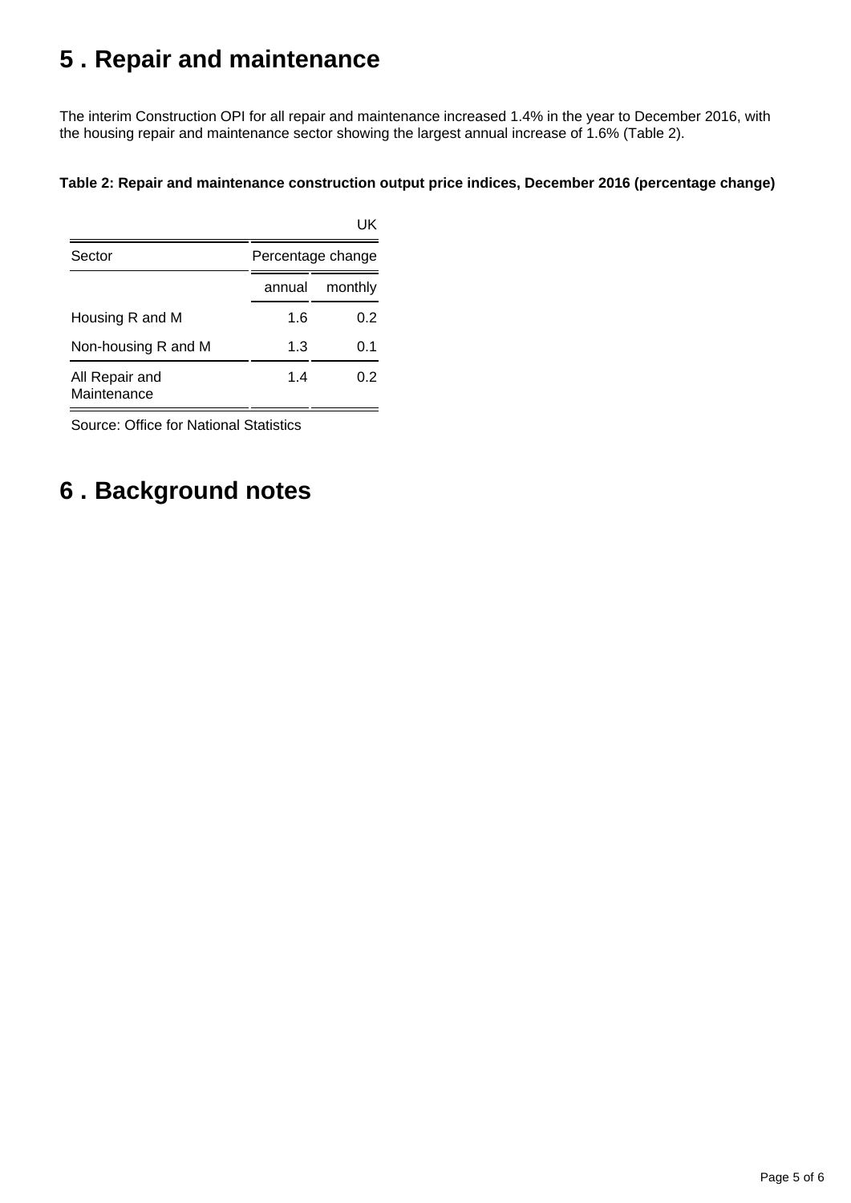## 5 . Repair and maintenance

The interim Construction OPI for all repair and maintenance increased 1.4% in the year to December 2016, with the housing repair and maintenance sector showing the largest annual increase of 1.6% (Table 2).

**Table 2: Repair and maintenance construction output price indices, December 2016 (percentage change)**

UK

| Sector | Percentage change | |
|---|---|---|
| | annual | monthly |
| Housing R and M | 1.6 | 0.2 |
| Non-housing R and M | 1.3 | 0.1 |
| All Repair and Maintenance | 1.4 | 0.2 |

Source: Office for National Statistics

## 6 . Background notes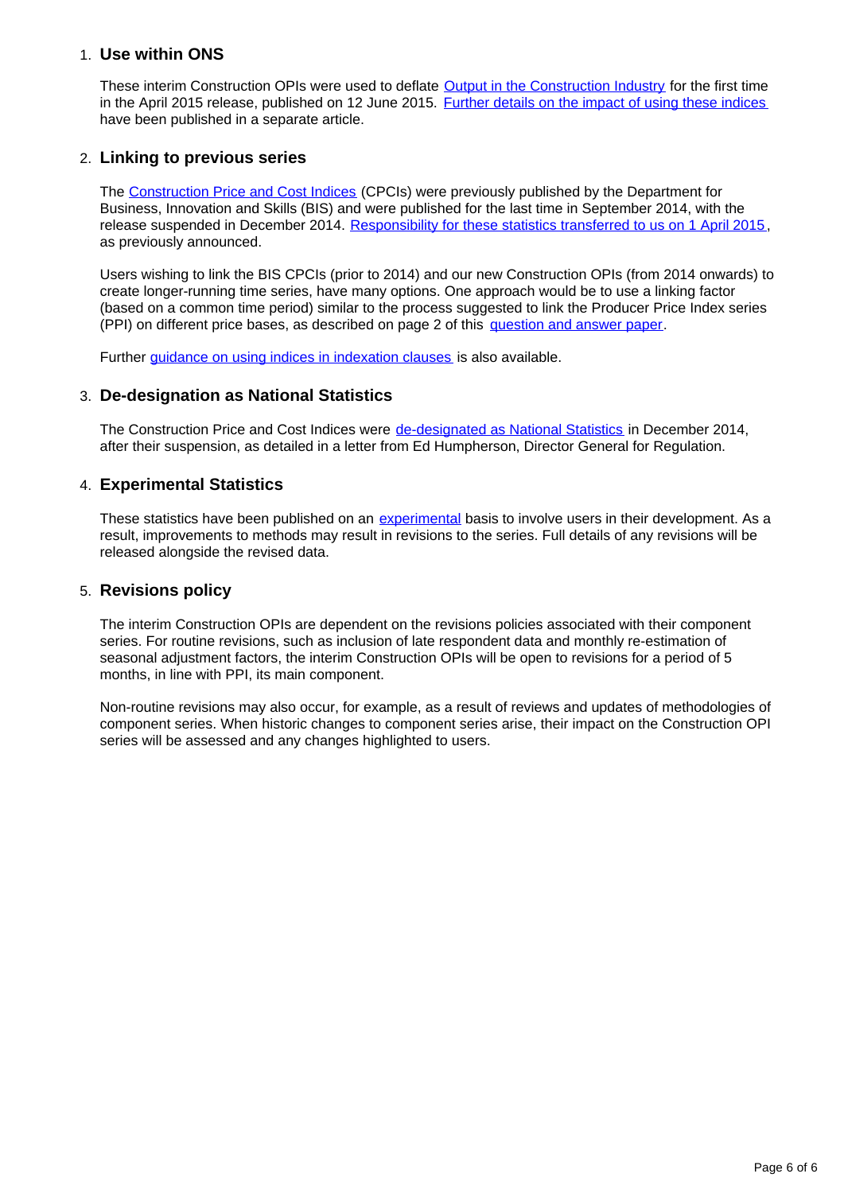1. **Use within ONS**

   These interim Construction OPIs were used to deflate Output in the Construction Industry for the first time in the April 2015 release, published on 12 June 2015. Further details on the impact of using these indices have been published in a separate article.

2. **Linking to previous series**

   The Construction Price and Cost Indices (CPCIs) were previously published by the Department for Business, Innovation and Skills (BIS) and were published for the last time in September 2014, with the release suspended in December 2014. Responsibility for these statistics transferred to us on 1 April 2015, as previously announced.

   Users wishing to link the BIS CPCIs (prior to 2014) and our new Construction OPIs (from 2014 onwards) to create longer-running time series, have many options. One approach would be to use a linking factor (based on a common time period) similar to the process suggested to link the Producer Price Index series (PPI) on different price bases, as described on page 2 of this question and answer paper.

   Further guidance on using indices in indexation clauses is also available.

3. **De-designation as National Statistics**

   The Construction Price and Cost Indices were de-designated as National Statistics in December 2014, after their suspension, as detailed in a letter from Ed Humpherson, Director General for Regulation.

4. **Experimental Statistics**

   These statistics have been published on an experimental basis to involve users in their development. As a result, improvements to methods may result in revisions to the series. Full details of any revisions will be released alongside the revised data.

5. **Revisions policy**

   The interim Construction OPIs are dependent on the revisions policies associated with their component series. For routine revisions, such as inclusion of late respondent data and monthly re-estimation of seasonal adjustment factors, the interim Construction OPIs will be open to revisions for a period of 5 months, in line with PPI, its main component.

   Non-routine revisions may also occur, for example, as a result of reviews and updates of methodologies of component series. When historic changes to component series arise, their impact on the Construction OPI series will be assessed and any changes highlighted to users.